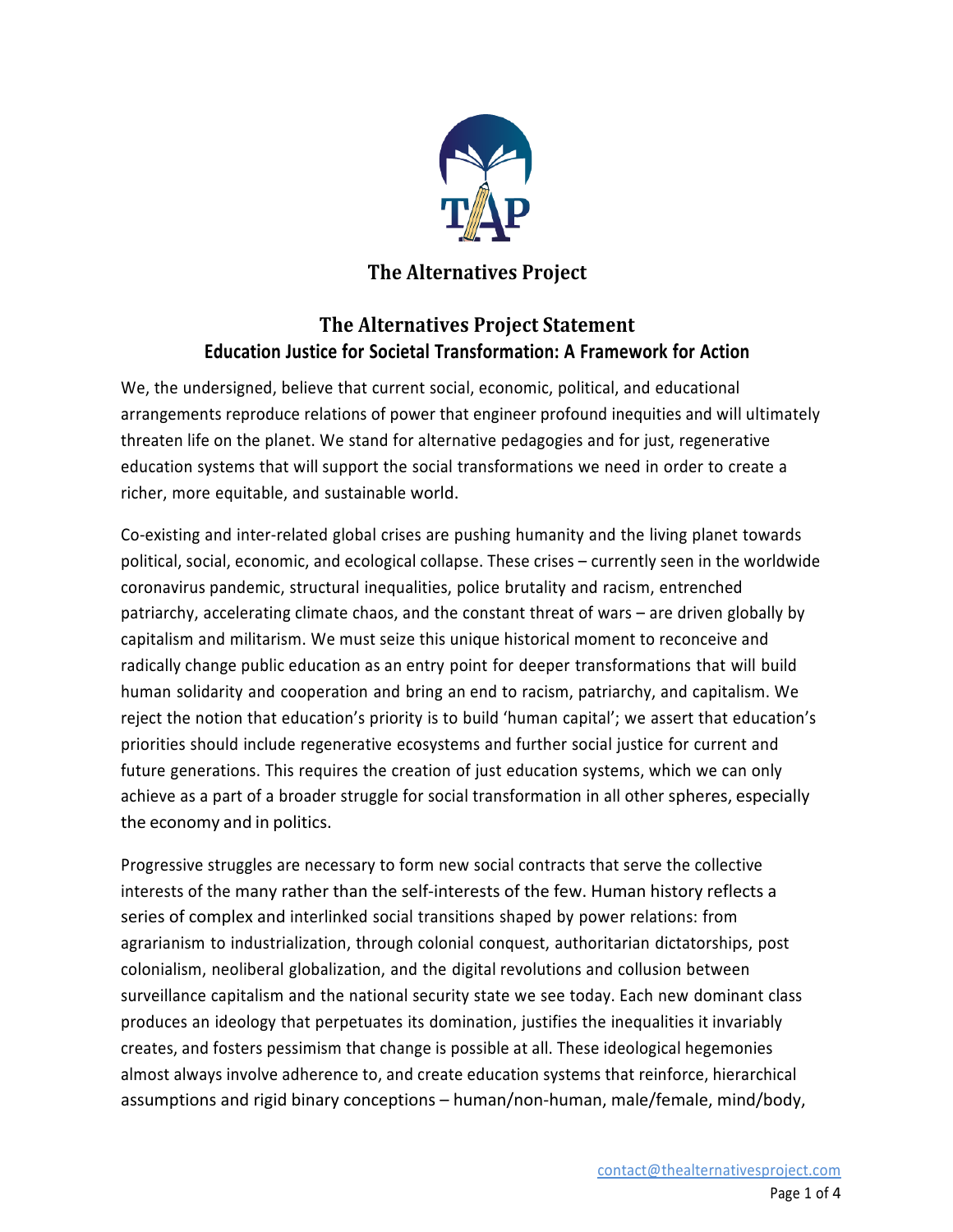# The Alternatives Project

## The Alternatives Project Statement

### Education Justice for Societal Transformation: A Framework for Action

We, the undersigned, believe that current social, economic, political, and educational arrangements reproduce relations of power that engineer profound inequities and will ultimately threaten life on the planet. We stand for alternative pedagogies and for just, regenerative education systems that will support the social transformations we need in order to create a richer, more equitable, and sustainable world.

Co-existing and inter-related global crises are pushing humanity and the living planet towards political, social, economic, and ecological collapse. These crises – currently seen in the worldwide coronavirus pandemic, structural inequalities, police brutality and racism, entrenched patriarchy, accelerating climate chaos, and the constant threat of wars – are driven globally by capitalism and militarism. We must seize this unique historical moment to reconceive and radically change public education as an entry point for deeper transformations that will build human solidarity and cooperation and bring an end to racism, patriarchy, and capitalism. We reject the notion that education's priority is to build 'human capital'; we assert that education's priorities should include regenerative ecosystems and further social justice for current and future generations. This requires the creation of just education systems, which we can only achieve as a part of a broader struggle for social transformation in all other spheres, especially the economy and in politics.

Progressive struggles are necessary to form new social contracts that serve the collective interests of the many rather than the self-interests of the few. Human history reflects a series of complex and interlinked social transitions shaped by power relations: from agrarianism to industrialization, through colonial conquest, authoritarian dictatorships, post colonialism, neoliberal globalization, and the digital revolutions and collusion between surveillance capitalism and the national security state we see today. Each new dominant class produces an ideology that perpetuates its domination, justifies the inequalities it invariably creates, and fosters pessimism that change is possible at all. These ideological hegemonies almost always involve adherence to, and create education systems that reinforce, hierarchical assumptions and rigid binary conceptions – human/non-human, male/female, mind/body,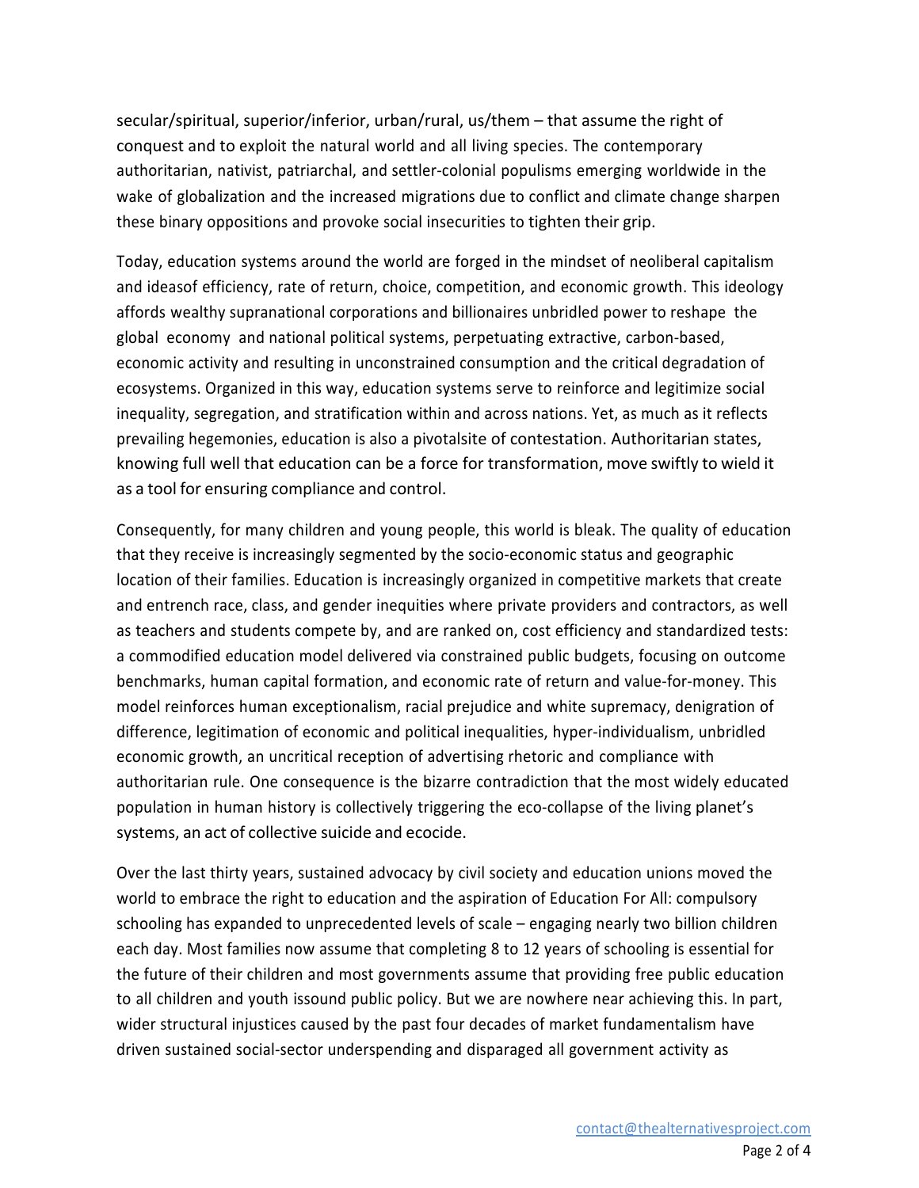secular/spiritual, superior/inferior, urban/rural, us/them – that assume the right of conquest and to exploit the natural world and all living species. The contemporary authoritarian, nativist, patriarchal, and settler-colonial populisms emerging worldwide in the wake of globalization and the increased migrations due to conflict and climate change sharpen these binary oppositions and provoke social insecurities to tighten their grip.

Today, education systems around the world are forged in the mindset of neoliberal capitalism and ideasof efficiency, rate of return, choice, competition, and economic growth. This ideology affords wealthy supranational corporations and billionaires unbridled power to reshape the global economy and national political systems, perpetuating extractive, carbon-based, economic activity and resulting in unconstrained consumption and the critical degradation of ecosystems. Organized in this way, education systems serve to reinforce and legitimize social inequality, segregation, and stratification within and across nations. Yet, as much as it reflects prevailing hegemonies, education is also a pivotalsite of contestation. Authoritarian states, knowing full well that education can be a force for transformation, move swiftly to wield it as a tool for ensuring compliance and control.

Consequently, for many children and young people, this world is bleak. The quality of education that they receive is increasingly segmented by the socio-economic status and geographic location of their families. Education is increasingly organized in competitive markets that create and entrench race, class, and gender inequities where private providers and contractors, as well as teachers and students compete by, and are ranked on, cost efficiency and standardized tests: a commodified education model delivered via constrained public budgets, focusing on outcome benchmarks, human capital formation, and economic rate of return and value-for-money. This model reinforces human exceptionalism, racial prejudice and white supremacy, denigration of difference, legitimation of economic and political inequalities, hyper-individualism, unbridled economic growth, an uncritical reception of advertising rhetoric and compliance with authoritarian rule. One consequence is the bizarre contradiction that the most widely educated population in human history is collectively triggering the eco-collapse of the living planet's systems, an act of collective suicide and ecocide.

Over the last thirty years, sustained advocacy by civil society and education unions moved the world to embrace the right to education and the aspiration of Education For All: compulsory schooling has expanded to unprecedented levels of scale – engaging nearly two billion children each day. Most families now assume that completing 8 to 12 years of schooling is essential for the future of their children and most governments assume that providing free public education to all children and youth issound public policy. But we are nowhere near achieving this. In part, wider structural injustices caused by the past four decades of market fundamentalism have driven sustained social-sector underspending and disparaged all government activity as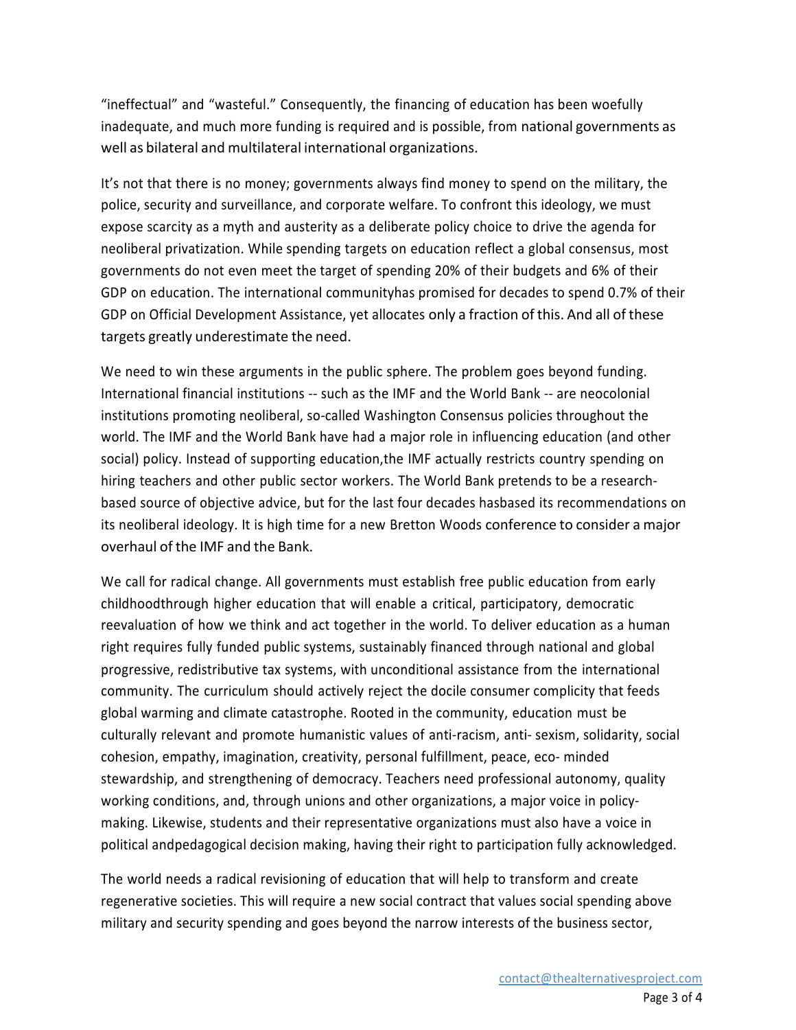"ineffectual" and "wasteful." Consequently, the financing of education has been woefully inadequate, and much more funding is required and is possible, from national governments as well as bilateral and multilateral international organizations.

It's not that there is no money; governments always find money to spend on the military, the police, security and surveillance, and corporate welfare. To confront this ideology, we must expose scarcity as a myth and austerity as a deliberate policy choice to drive the agenda for neoliberal privatization. While spending targets on education reflect a global consensus, most governments do not even meet the target of spending 20% of their budgets and 6% of their GDP on education. The international communityhas promised for decades to spend 0.7% of their GDP on Official Development Assistance, yet allocates only a fraction of this. And all of these targets greatly underestimate the need.

We need to win these arguments in the public sphere. The problem goes beyond funding. International financial institutions -- such as the IMF and the World Bank -- are neocolonial institutions promoting neoliberal, so-called Washington Consensus policies throughout the world. The IMF and the World Bank have had a major role in influencing education (and other social) policy. Instead of supporting education,the IMF actually restricts country spending on hiring teachers and other public sector workers. The World Bank pretends to be a research-based source of objective advice, but for the last four decades hasbased its recommendations on its neoliberal ideology. It is high time for a new Bretton Woods conference to consider a major overhaul of the IMF and the Bank.

We call for radical change. All governments must establish free public education from early childhoodthrough higher education that will enable a critical, participatory, democratic reevaluation of how we think and act together in the world. To deliver education as a human right requires fully funded public systems, sustainably financed through national and global progressive, redistributive tax systems, with unconditional assistance from the international community. The curriculum should actively reject the docile consumer complicity that feeds global warming and climate catastrophe. Rooted in the community, education must be culturally relevant and promote humanistic values of anti-racism, anti- sexism, solidarity, social cohesion, empathy, imagination, creativity, personal fulfillment, peace, eco- minded stewardship, and strengthening of democracy. Teachers need professional autonomy, quality working conditions, and, through unions and other organizations, a major voice in policy-making. Likewise, students and their representative organizations must also have a voice in political andpedagogical decision making, having their right to participation fully acknowledged.

The world needs a radical revisioning of education that will help to transform and create regenerative societies. This will require a new social contract that values social spending above military and security spending and goes beyond the narrow interests of the business sector,

contact@thealternativesproject.com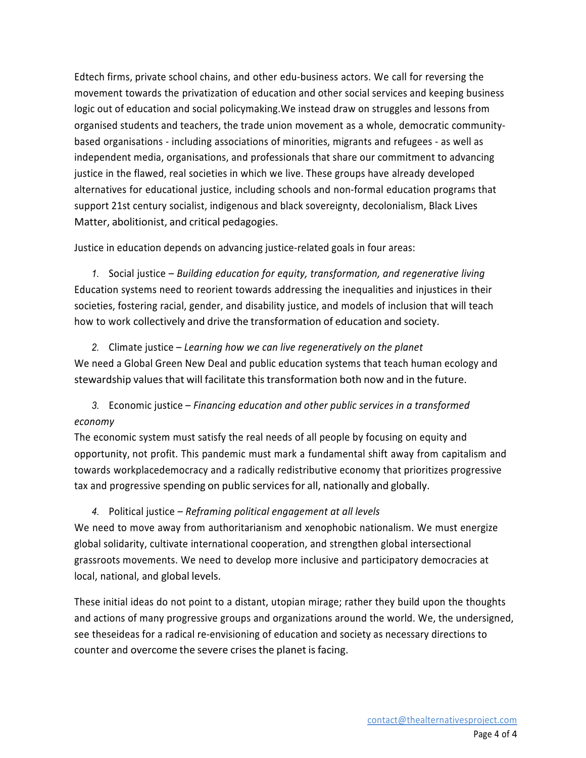Edtech firms, private school chains, and other edu-business actors. We call for reversing the movement towards the privatization of education and other social services and keeping business logic out of education and social policymaking.We instead draw on struggles and lessons from organised students and teachers, the trade union movement as a whole, democratic community-based organisations - including associations of minorities, migrants and refugees - as well as independent media, organisations, and professionals that share our commitment to advancing justice in the flawed, real societies in which we live. These groups have already developed alternatives for educational justice, including schools and non-formal education programs that support 21st century socialist, indigenous and black sovereignty, decolonialism, Black Lives Matter, abolitionist, and critical pedagogies.

Justice in education depends on advancing justice-related goals in four areas:

1. Social justice – *Building education for equity, transformation, and regenerative living*

Education systems need to reorient towards addressing the inequalities and injustices in their societies, fostering racial, gender, and disability justice, and models of inclusion that will teach how to work collectively and drive the transformation of education and society.

2. Climate justice – *Learning how we can live regeneratively on the planet*

We need a Global Green New Deal and public education systems that teach human ecology and stewardship values that will facilitate this transformation both now and in the future.

3. Economic justice – *Financing education and other public services in a transformed economy*

The economic system must satisfy the real needs of all people by focusing on equity and opportunity, not profit. This pandemic must mark a fundamental shift away from capitalism and towards workplacedemocracy and a radically redistributive economy that prioritizes progressive tax and progressive spending on public services for all, nationally and globally.

4. Political justice – *Reframing political engagement at all levels*

We need to move away from authoritarianism and xenophobic nationalism. We must energize global solidarity, cultivate international cooperation, and strengthen global intersectional grassroots movements. We need to develop more inclusive and participatory democracies at local, national, and global levels.

These initial ideas do not point to a distant, utopian mirage; rather they build upon the thoughts and actions of many progressive groups and organizations around the world. We, the undersigned, see theseideas for a radical re-envisioning of education and society as necessary directions to counter and overcome the severe crises the planet is facing.

contact@thealternativesproject.com